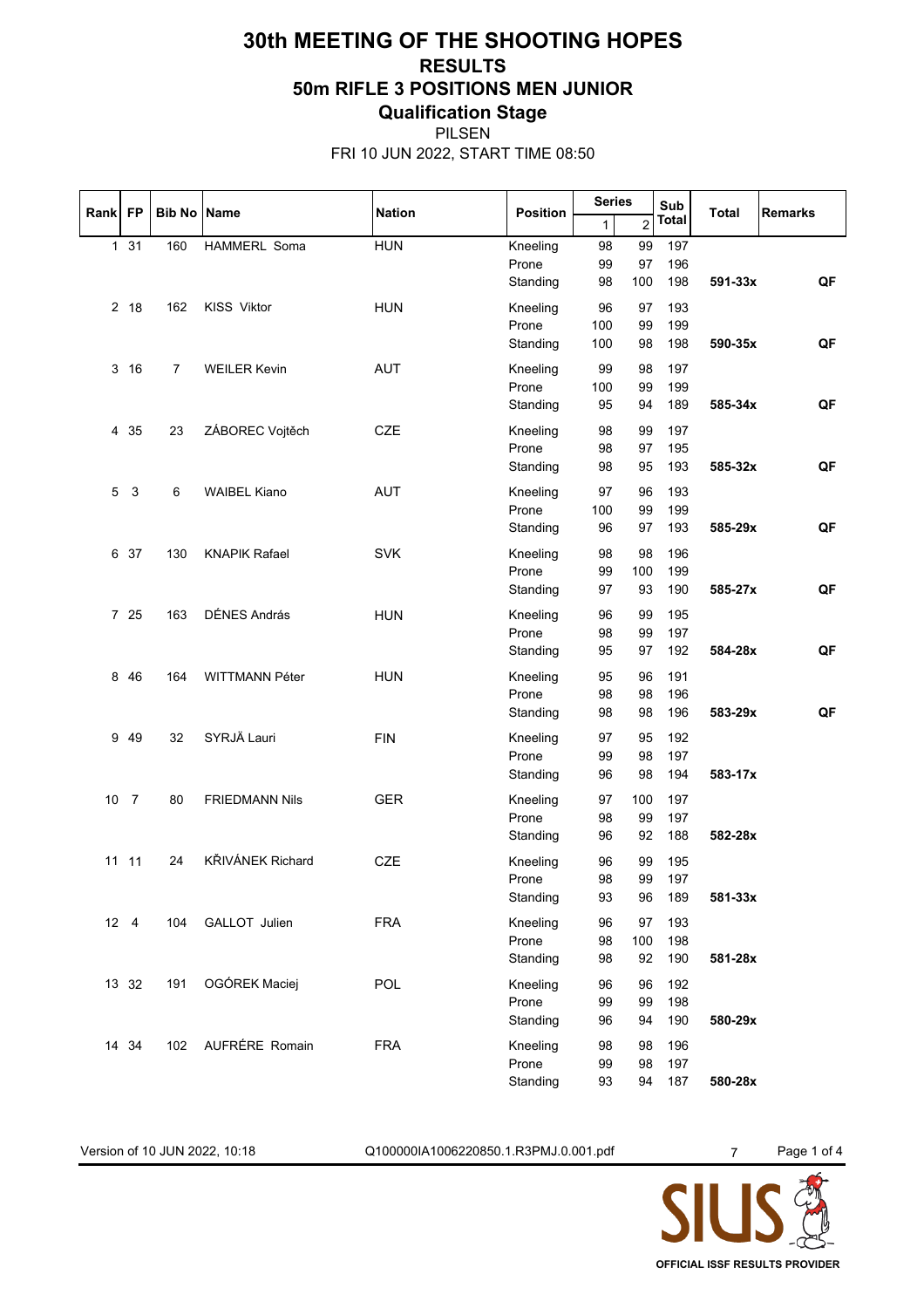# 30th MEETING OF THE SHOOTING HOPES

## RESULTS

## 50m RIFLE 3 POSITIONS MEN JUNIOR

### Qualification Stage

PILSEN

FRI 10 JUN 2022, START TIME 08:50

| Rank | FP | Bib No | Name | Nation | Position | Series 1 | Series 2 | Sub Total | Total | Remarks |
|---|---|---|---|---|---|---|---|---|---|---|
| 1 | 31 | 160 | HAMMERL Soma | HUN | Kneeling | 98 | 99 | 197 | | |
| | | | | | Prone | 99 | 97 | 196 | | |
| | | | | | Standing | 98 | 100 | 198 | **591-33x** | **QF** |
| 2 | 18 | 162 | KISS Viktor | HUN | Kneeling | 96 | 97 | 193 | | |
| | | | | | Prone | 100 | 99 | 199 | | |
| | | | | | Standing | 100 | 98 | 198 | **590-35x** | **QF** |
| 3 | 16 | 7 | WEILER Kevin | AUT | Kneeling | 99 | 98 | 197 | | |
| | | | | | Prone | 100 | 99 | 199 | | |
| | | | | | Standing | 95 | 94 | 189 | **585-34x** | **QF** |
| 4 | 35 | 23 | ZÁBOREC Vojtěch | CZE | Kneeling | 98 | 99 | 197 | | |
| | | | | | Prone | 98 | 97 | 195 | | |
| | | | | | Standing | 98 | 95 | 193 | **585-32x** | **QF** |
| 5 | 3 | 6 | WAIBEL Kiano | AUT | Kneeling | 97 | 96 | 193 | | |
| | | | | | Prone | 100 | 99 | 199 | | |
| | | | | | Standing | 96 | 97 | 193 | **585-29x** | **QF** |
| 6 | 37 | 130 | KNAPIK Rafael | SVK | Kneeling | 98 | 98 | 196 | | |
| | | | | | Prone | 99 | 100 | 199 | | |
| | | | | | Standing | 97 | 93 | 190 | **585-27x** | **QF** |
| 7 | 25 | 163 | DÉNES András | HUN | Kneeling | 96 | 99 | 195 | | |
| | | | | | Prone | 98 | 99 | 197 | | |
| | | | | | Standing | 95 | 97 | 192 | **584-28x** | **QF** |
| 8 | 46 | 164 | WITTMANN Péter | HUN | Kneeling | 95 | 96 | 191 | | |
| | | | | | Prone | 98 | 98 | 196 | | |
| | | | | | Standing | 98 | 98 | 196 | **583-29x** | **QF** |
| 9 | 49 | 32 | SYRJÄ Lauri | FIN | Kneeling | 97 | 95 | 192 | | |
| | | | | | Prone | 99 | 98 | 197 | | |
| | | | | | Standing | 96 | 98 | 194 | **583-17x** | |
| 10 | 7 | 80 | FRIEDMANN Nils | GER | Kneeling | 97 | 100 | 197 | | |
| | | | | | Prone | 98 | 99 | 197 | | |
| | | | | | Standing | 96 | 92 | 188 | **582-28x** | |
| 11 | 11 | 24 | KŘIVÁNEK Richard | CZE | Kneeling | 96 | 99 | 195 | | |
| | | | | | Prone | 98 | 99 | 197 | | |
| | | | | | Standing | 93 | 96 | 189 | **581-33x** | |
| 12 | 4 | 104 | GALLOT Julien | FRA | Kneeling | 96 | 97 | 193 | | |
| | | | | | Prone | 98 | 100 | 198 | | |
| | | | | | Standing | 98 | 92 | 190 | **581-28x** | |
| 13 | 32 | 191 | OGÓREK Maciej | POL | Kneeling | 96 | 96 | 192 | | |
| | | | | | Prone | 99 | 99 | 198 | | |
| | | | | | Standing | 96 | 94 | 190 | **580-29x** | |
| 14 | 34 | 102 | AUFRÉRE Romain | FRA | Kneeling | 98 | 98 | 196 | | |
| | | | | | Prone | 99 | 98 | 197 | | |
| | | | | | Standing | 93 | 94 | 187 | **580-28x** | |

Version of 10 JUN 2022, 10:18 Q100000IA1006220850.1.R3PMJ.0.001.pdf 7

OFFICIAL ISSF RESULTS PROVIDER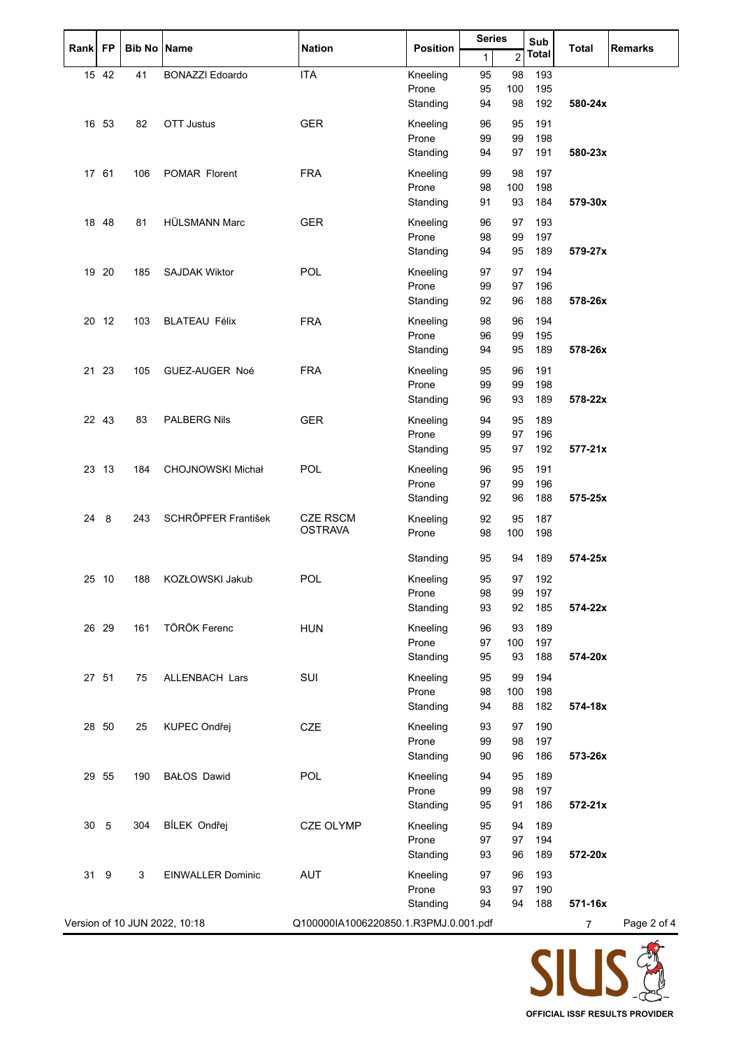| Rank | FP | Bib No | Name | Nation | Position | Series 1 | Series 2 | Sub Total | Total | Remarks |
|---|---|---|---|---|---|---|---|---|---|---|
| 15 | 42 | 41 | BONAZZI Edoardo | ITA | Kneeling | 95 | 98 | 193 | | |
| | | | | | Prone | 95 | 100 | 195 | | |
| | | | | | Standing | 94 | 98 | 192 | **580-24x** | |
| 16 | 53 | 82 | OTT Justus | GER | Kneeling | 96 | 95 | 191 | | |
| | | | | | Prone | 99 | 99 | 198 | | |
| | | | | | Standing | 94 | 97 | 191 | **580-23x** | |
| 17 | 61 | 106 | POMAR Florent | FRA | Kneeling | 99 | 98 | 197 | | |
| | | | | | Prone | 98 | 100 | 198 | | |
| | | | | | Standing | 91 | 93 | 184 | **579-30x** | |
| 18 | 48 | 81 | HÜLSMANN Marc | GER | Kneeling | 96 | 97 | 193 | | |
| | | | | | Prone | 98 | 99 | 197 | | |
| | | | | | Standing | 94 | 95 | 189 | **579-27x** | |
| 19 | 20 | 185 | SAJDAK Wiktor | POL | Kneeling | 97 | 97 | 194 | | |
| | | | | | Prone | 99 | 97 | 196 | | |
| | | | | | Standing | 92 | 96 | 188 | **578-26x** | |
| 20 | 12 | 103 | BLATEAU Félix | FRA | Kneeling | 98 | 96 | 194 | | |
| | | | | | Prone | 96 | 99 | 195 | | |
| | | | | | Standing | 94 | 95 | 189 | **578-26x** | |
| 21 | 23 | 105 | GUEZ-AUGER Noé | FRA | Kneeling | 95 | 96 | 191 | | |
| | | | | | Prone | 99 | 99 | 198 | | |
| | | | | | Standing | 96 | 93 | 189 | **578-22x** | |
| 22 | 43 | 83 | PALBERG Nils | GER | Kneeling | 94 | 95 | 189 | | |
| | | | | | Prone | 99 | 97 | 196 | | |
| | | | | | Standing | 95 | 97 | 192 | **577-21x** | |
| 23 | 13 | 184 | CHOJNOWSKI Michał | POL | Kneeling | 96 | 95 | 191 | | |
| | | | | | Prone | 97 | 99 | 196 | | |
| | | | | | Standing | 92 | 96 | 188 | **575-25x** | |
| 24 | 8 | 243 | SCHRŐPFER František | CZE RSCM OSTRAVA | Kneeling | 92 | 95 | 187 | | |
| | | | | | Prone | 98 | 100 | 198 | | |
| | | | | | Standing | 95 | 94 | 189 | **574-25x** | |
| 25 | 10 | 188 | KOZŁOWSKI Jakub | POL | Kneeling | 95 | 97 | 192 | | |
| | | | | | Prone | 98 | 99 | 197 | | |
| | | | | | Standing | 93 | 92 | 185 | **574-22x** | |
| 26 | 29 | 161 | TÖRÖK Ferenc | HUN | Kneeling | 96 | 93 | 189 | | |
| | | | | | Prone | 97 | 100 | 197 | | |
| | | | | | Standing | 95 | 93 | 188 | **574-20x** | |
| 27 | 51 | 75 | ALLENBACH Lars | SUI | Kneeling | 95 | 99 | 194 | | |
| | | | | | Prone | 98 | 100 | 198 | | |
| | | | | | Standing | 94 | 88 | 182 | **574-18x** | |
| 28 | 50 | 25 | KUPEC Ondřej | CZE | Kneeling | 93 | 97 | 190 | | |
| | | | | | Prone | 99 | 98 | 197 | | |
| | | | | | Standing | 90 | 96 | 186 | **573-26x** | |
| 29 | 55 | 190 | BAŁOS Dawid | POL | Kneeling | 94 | 95 | 189 | | |
| | | | | | Prone | 99 | 98 | 197 | | |
| | | | | | Standing | 95 | 91 | 186 | **572-21x** | |
| 30 | 5 | 304 | BÍLEK Ondřej | CZE OLYMP | Kneeling | 95 | 94 | 189 | | |
| | | | | | Prone | 97 | 97 | 194 | | |
| | | | | | Standing | 93 | 96 | 189 | **572-20x** | |
| 31 | 9 | 3 | EINWALLER Dominic | AUT | Kneeling | 97 | 96 | 193 | | |
| | | | | | Prone | 93 | 97 | 190 | | |
| | | | | | Standing | 94 | 94 | 188 | **571-16x** | |

Version of 10 JUN 2022, 10:18 Q100000IA1006220850.1.R3PMJ.0.001.pdf 7

SIUS OFFICIAL ISSF RESULTS PROVIDER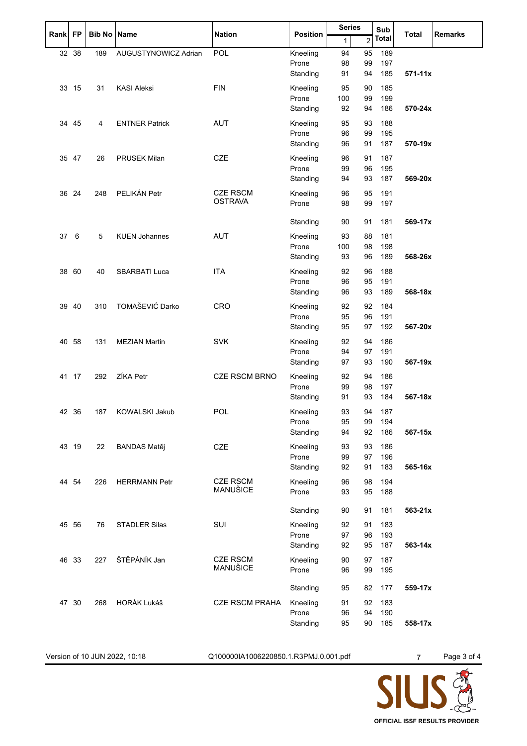| Rank | FP | Bib No | Name | Nation | Position | Series 1 | Series 2 | Sub Total | Total | Remarks |
|---|---|---|---|---|---|---|---|---|---|---|
| 32 | 38 | 189 | AUGUSTYNOWICZ Adrian | POL | Kneeling | 94 | 95 | 189 | | |
| | | | | | Prone | 98 | 99 | 197 | | |
| | | | | | Standing | 91 | 94 | 185 | **571-11x** | |
| 33 | 15 | 31 | KASI Aleksi | FIN | Kneeling | 95 | 90 | 185 | | |
| | | | | | Prone | 100 | 99 | 199 | | |
| | | | | | Standing | 92 | 94 | 186 | **570-24x** | |
| 34 | 45 | 4 | ENTNER Patrick | AUT | Kneeling | 95 | 93 | 188 | | |
| | | | | | Prone | 96 | 99 | 195 | | |
| | | | | | Standing | 96 | 91 | 187 | **570-19x** | |
| 35 | 47 | 26 | PRUSEK Milan | CZE | Kneeling | 96 | 91 | 187 | | |
| | | | | | Prone | 99 | 96 | 195 | | |
| | | | | | Standing | 94 | 93 | 187 | **569-20x** | |
| 36 | 24 | 248 | PELIKÁN Petr | CZE RSCM OSTRAVA | Kneeling | 96 | 95 | 191 | | |
| | | | | | Prone | 98 | 99 | 197 | | |
| | | | | | Standing | 90 | 91 | 181 | **569-17x** | |
| 37 | 6 | 5 | KUEN Johannes | AUT | Kneeling | 93 | 88 | 181 | | |
| | | | | | Prone | 100 | 98 | 198 | | |
| | | | | | Standing | 93 | 96 | 189 | **568-26x** | |
| 38 | 60 | 40 | SBARBATI Luca | ITA | Kneeling | 92 | 96 | 188 | | |
| | | | | | Prone | 96 | 95 | 191 | | |
| | | | | | Standing | 96 | 93 | 189 | **568-18x** | |
| 39 | 40 | 310 | TOMAŠEVIĆ Darko | CRO | Kneeling | 92 | 92 | 184 | | |
| | | | | | Prone | 95 | 96 | 191 | | |
| | | | | | Standing | 95 | 97 | 192 | **567-20x** | |
| 40 | 58 | 131 | MEZIAN Martin | SVK | Kneeling | 92 | 94 | 186 | | |
| | | | | | Prone | 94 | 97 | 191 | | |
| | | | | | Standing | 97 | 93 | 190 | **567-19x** | |
| 41 | 17 | 292 | ZÍKA Petr | CZE RSCM BRNO | Kneeling | 92 | 94 | 186 | | |
| | | | | | Prone | 99 | 98 | 197 | | |
| | | | | | Standing | 91 | 93 | 184 | **567-18x** | |
| 42 | 36 | 187 | KOWALSKI Jakub | POL | Kneeling | 93 | 94 | 187 | | |
| | | | | | Prone | 95 | 99 | 194 | | |
| | | | | | Standing | 94 | 92 | 186 | **567-15x** | |
| 43 | 19 | 22 | BANDAS Matěj | CZE | Kneeling | 93 | 93 | 186 | | |
| | | | | | Prone | 99 | 97 | 196 | | |
| | | | | | Standing | 92 | 91 | 183 | **565-16x** | |
| 44 | 54 | 226 | HERRMANN Petr | CZE RSCM MANUŠICE | Kneeling | 96 | 98 | 194 | | |
| | | | | | Prone | 93 | 95 | 188 | | |
| | | | | | Standing | 90 | 91 | 181 | **563-21x** | |
| 45 | 56 | 76 | STADLER Silas | SUI | Kneeling | 92 | 91 | 183 | | |
| | | | | | Prone | 97 | 96 | 193 | | |
| | | | | | Standing | 92 | 95 | 187 | **563-14x** | |
| 46 | 33 | 227 | ŠTĚPÁNÍK Jan | CZE RSCM MANUŠICE | Kneeling | 90 | 97 | 187 | | |
| | | | | | Prone | 96 | 99 | 195 | | |
| | | | | | Standing | 95 | 82 | 177 | **559-17x** | |
| 47 | 30 | 268 | HORÁK Lukáš | CZE RSCM PRAHA | Kneeling | 91 | 92 | 183 | | |
| | | | | | Prone | 96 | 94 | 190 | | |
| | | | | | Standing | 95 | 90 | 185 | **558-17x** | |

Version of 10 JUN 2022, 10:18 Q100000IA1006220850.1.R3PMJ.0.001.pdf 7

OFFICIAL ISSF RESULTS PROVIDER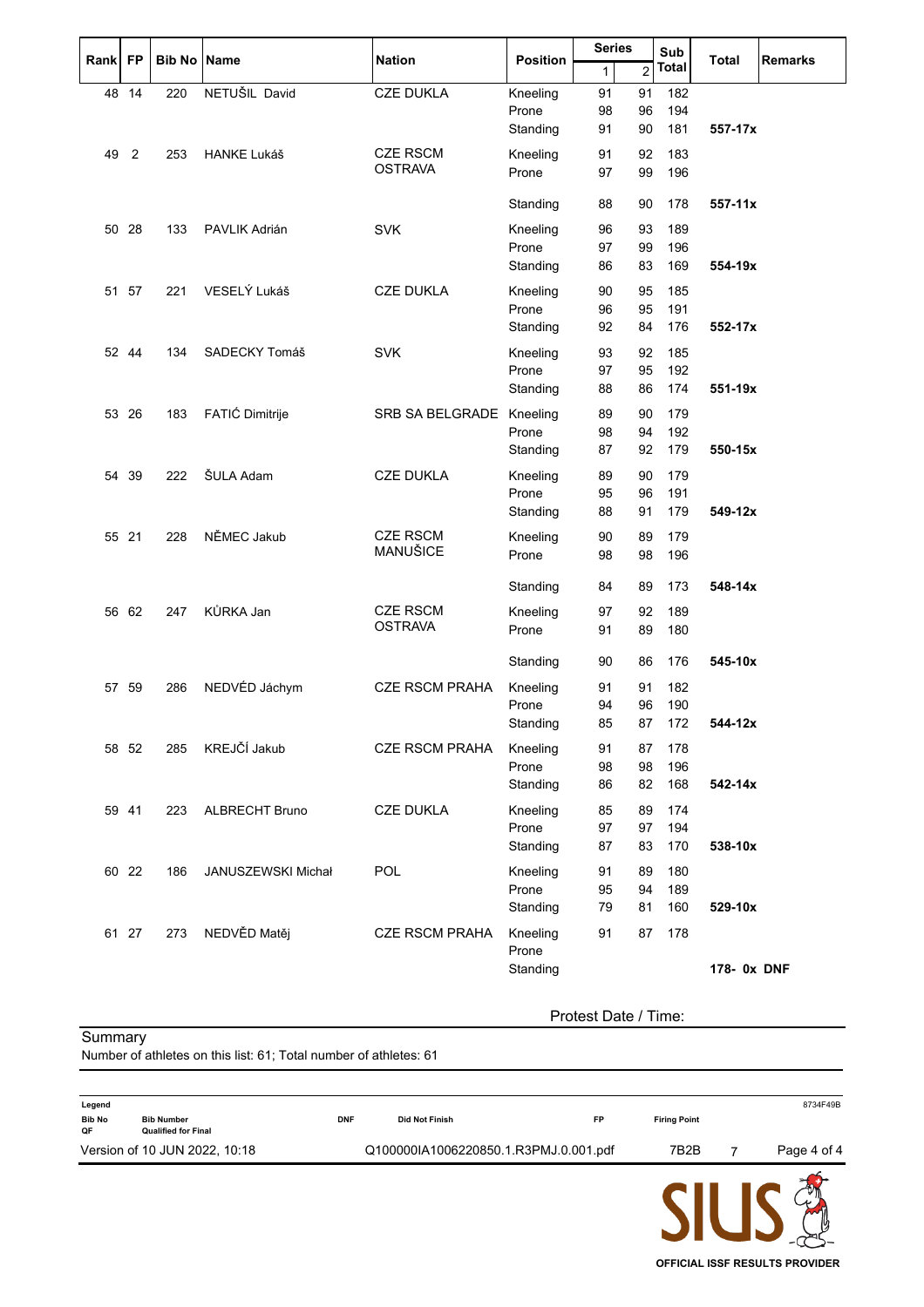| Rank | FP | Bib No | Name | Nation | Position | Series 1 | Series 2 | Sub Total | Total | Remarks |
|---|---|---|---|---|---|---|---|---|---|---|
| 48 | 14 | 220 | NETUŠIL David | CZE DUKLA | Kneeling | 91 | 91 | 182 | | |
| | | | | | Prone | 98 | 96 | 194 | | |
| | | | | | Standing | 91 | 90 | 181 | **557-17x** | |
| 49 | 2 | 253 | HANKE Lukáš | CZE RSCM OSTRAVA | Kneeling | 91 | 92 | 183 | | |
| | | | | | Prone | 97 | 99 | 196 | | |
| | | | | | Standing | 88 | 90 | 178 | **557-11x** | |
| 50 | 28 | 133 | PAVLIK Adrián | SVK | Kneeling | 96 | 93 | 189 | | |
| | | | | | Prone | 97 | 99 | 196 | | |
| | | | | | Standing | 86 | 83 | 169 | **554-19x** | |
| 51 | 57 | 221 | VESELÝ Lukáš | CZE DUKLA | Kneeling | 90 | 95 | 185 | | |
| | | | | | Prone | 96 | 95 | 191 | | |
| | | | | | Standing | 92 | 84 | 176 | **552-17x** | |
| 52 | 44 | 134 | SADECKY Tomáš | SVK | Kneeling | 93 | 92 | 185 | | |
| | | | | | Prone | 97 | 95 | 192 | | |
| | | | | | Standing | 88 | 86 | 174 | **551-19x** | |
| 53 | 26 | 183 | FATIĆ Dimitrije | SRB SA BELGRADE | Kneeling | 89 | 90 | 179 | | |
| | | | | | Prone | 98 | 94 | 192 | | |
| | | | | | Standing | 87 | 92 | 179 | **550-15x** | |
| 54 | 39 | 222 | ŠULA Adam | CZE DUKLA | Kneeling | 89 | 90 | 179 | | |
| | | | | | Prone | 95 | 96 | 191 | | |
| | | | | | Standing | 88 | 91 | 179 | **549-12x** | |
| 55 | 21 | 228 | NĚMEC Jakub | CZE RSCM MANUŠICE | Kneeling | 90 | 89 | 179 | | |
| | | | | | Prone | 98 | 98 | 196 | | |
| | | | | | Standing | 84 | 89 | 173 | **548-14x** | |
| 56 | 62 | 247 | KŮRKA Jan | CZE RSCM OSTRAVA | Kneeling | 97 | 92 | 189 | | |
| | | | | | Prone | 91 | 89 | 180 | | |
| | | | | | Standing | 90 | 86 | 176 | **545-10x** | |
| 57 | 59 | 286 | NEDVĚD Jáchym | CZE RSCM PRAHA | Kneeling | 91 | 91 | 182 | | |
| | | | | | Prone | 94 | 96 | 190 | | |
| | | | | | Standing | 85 | 87 | 172 | **544-12x** | |
| 58 | 52 | 285 | KREJČÍ Jakub | CZE RSCM PRAHA | Kneeling | 91 | 87 | 178 | | |
| | | | | | Prone | 98 | 98 | 196 | | |
| | | | | | Standing | 86 | 82 | 168 | **542-14x** | |
| 59 | 41 | 223 | ALBRECHT Bruno | CZE DUKLA | Kneeling | 85 | 89 | 174 | | |
| | | | | | Prone | 97 | 97 | 194 | | |
| | | | | | Standing | 87 | 83 | 170 | **538-10x** | |
| 60 | 22 | 186 | JANUSZEWSKI Michał | POL | Kneeling | 91 | 89 | 180 | | |
| | | | | | Prone | 95 | 94 | 189 | | |
| | | | | | Standing | 79 | 81 | 160 | **529-10x** | |
| 61 | 27 | 273 | NEDVĚD Matěj | CZE RSCM PRAHA | Kneeling | 91 | 87 | 178 | | |
| | | | | | Prone | | | | | |
| | | | | | Standing | | | | **178- 0x** | **DNF** |

Protest Date / Time:

Summary

Number of athletes on this list: 61; Total number of athletes: 61

**Legend**

| | | | | | |
|---|---|---|---|---|---|
| Bib No | Bib Number | DNF | Did Not Finish | FP | Firing Point |
| QF | Qualified for Final | | | | |

8734F49B

Version of 10 JUN 2022, 10:18 — Q100000IA1006220850.1.R3PMJ.0.001.pdf — 7B2B — 7

SIUS — OFFICIAL ISSF RESULTS PROVIDER